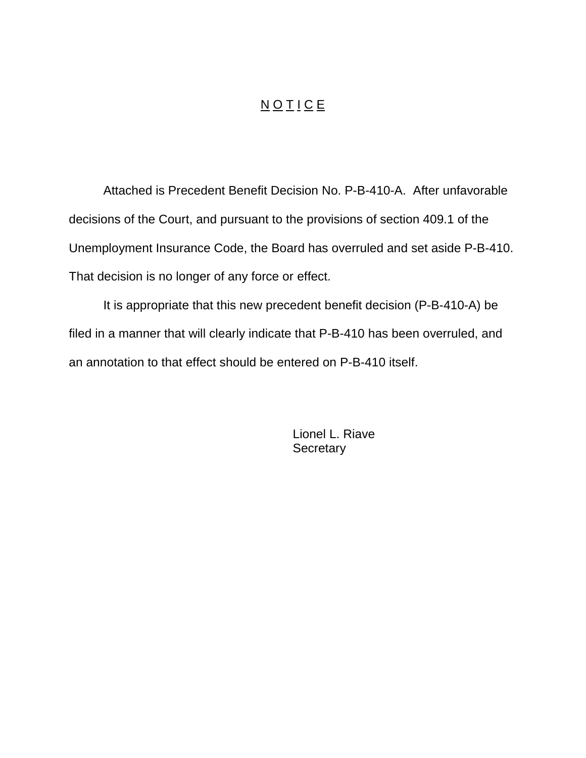# N O T I C E

Attached is Precedent Benefit Decision No. P-B-410-A. After unfavorable decisions of the Court, and pursuant to the provisions of section 409.1 of the Unemployment Insurance Code, the Board has overruled and set aside P-B-410. That decision is no longer of any force or effect.

It is appropriate that this new precedent benefit decision (P-B-410-A) be filed in a manner that will clearly indicate that P-B-410 has been overruled, and an annotation to that effect should be entered on P-B-410 itself.

Lionel L. Riave
Secretary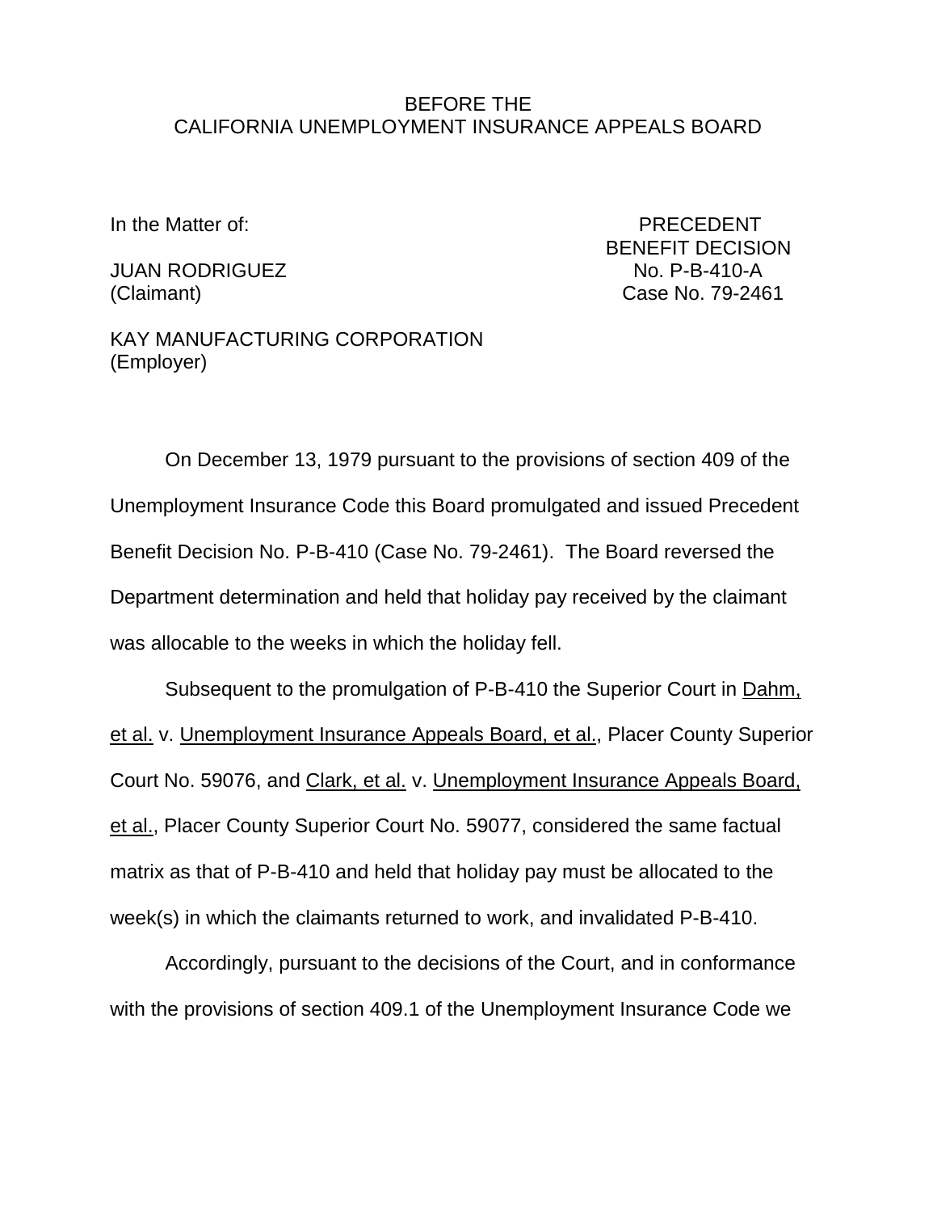BEFORE THE
CALIFORNIA UNEMPLOYMENT INSURANCE APPEALS BOARD

In the Matter of:

JUAN RODRIGUEZ
(Claimant)

KAY MANUFACTURING CORPORATION
(Employer)

PRECEDENT
BENEFIT DECISION
No. P-B-410-A
Case No. 79-2461

On December 13, 1979 pursuant to the provisions of section 409 of the Unemployment Insurance Code this Board promulgated and issued Precedent Benefit Decision No. P-B-410 (Case No. 79-2461). The Board reversed the Department determination and held that holiday pay received by the claimant was allocable to the weeks in which the holiday fell.

Subsequent to the promulgation of P-B-410 the Superior Court in Dahm, et al. v. Unemployment Insurance Appeals Board, et al., Placer County Superior Court No. 59076, and Clark, et al. v. Unemployment Insurance Appeals Board, et al., Placer County Superior Court No. 59077, considered the same factual matrix as that of P-B-410 and held that holiday pay must be allocated to the week(s) in which the claimants returned to work, and invalidated P-B-410.

Accordingly, pursuant to the decisions of the Court, and in conformance with the provisions of section 409.1 of the Unemployment Insurance Code we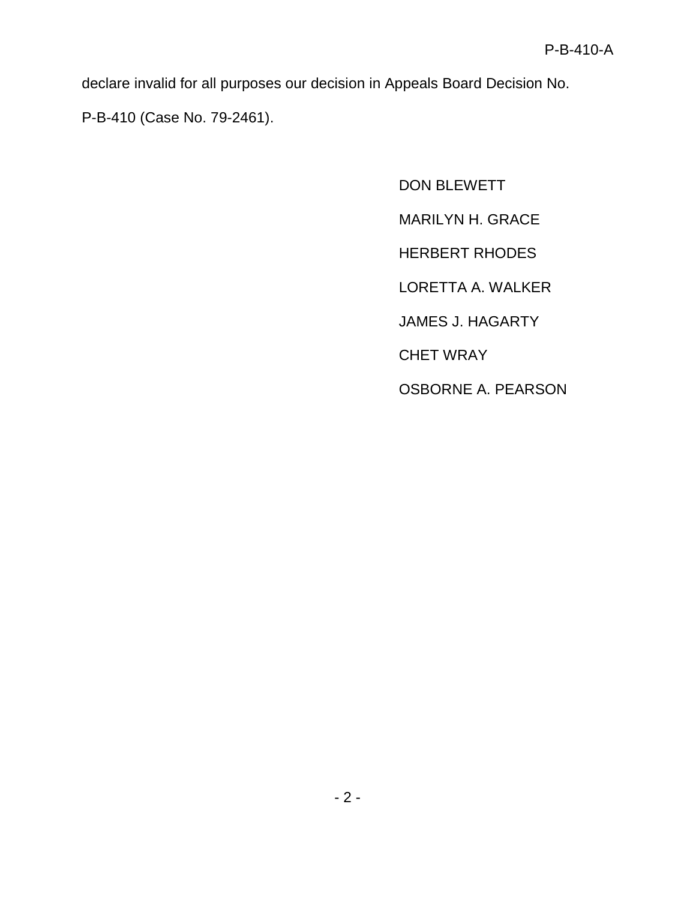declare invalid for all purposes our decision in Appeals Board Decision No. P-B-410 (Case No. 79-2461).

DON BLEWETT

MARILYN H. GRACE

HERBERT RHODES

LORETTA A. WALKER

JAMES J. HAGARTY

CHET WRAY

OSBORNE A. PEARSON